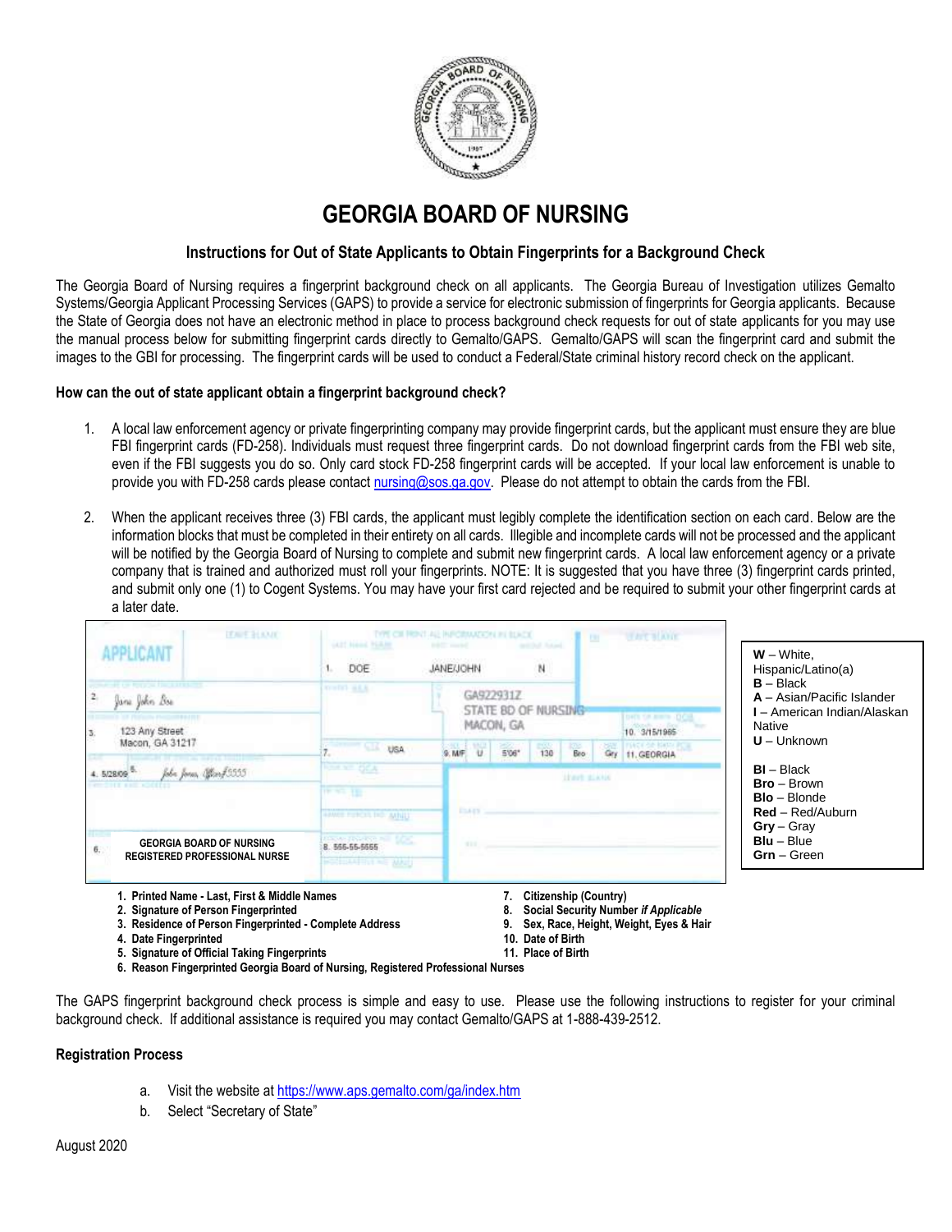# GEORGIA BOARD OF NURSING

### Instructions for Out of State Applicants to Obtain Fingerprints for a Background Check

The Georgia Board of Nursing requires a fingerprint background check on all applicants. The Georgia Bureau of Investigation utilizes Gemalto Systems/Georgia Applicant Processing Services (GAPS) to provide a service for electronic submission of fingerprints for Georgia applicants. Because the State of Georgia does not have an electronic method in place to process background check requests for out of state applicants for you may use the manual process below for submitting fingerprint cards directly to Gemalto/GAPS. Gemalto/GAPS will scan the fingerprint card and submit the images to the GBI for processing. The fingerprint cards will be used to conduct a Federal/State criminal history record check on the applicant.

**How can the out of state applicant obtain a fingerprint background check?**

1. A local law enforcement agency or private fingerprinting company may provide fingerprint cards, but the applicant must ensure they are blue FBI fingerprint cards (FD-258). Individuals must request three fingerprint cards. Do not download fingerprint cards from the FBI web site, even if the FBI suggests you do so. Only card stock FD-258 fingerprint cards will be accepted. If your local law enforcement is unable to provide you with FD-258 cards please contact nursing@sos.ga.gov. Please do not attempt to obtain the cards from the FBI.

2. When the applicant receives three (3) FBI cards, the applicant must legibly complete the identification section on each card. Below are the information blocks that must be completed in their entirety on all cards. Illegible and incomplete cards will not be processed and the applicant will be notified by the Georgia Board of Nursing to complete and submit new fingerprint cards. A local law enforcement agency or a private company that is trained and authorized must roll your fingerprints. NOTE: It is suggested that you have three (3) fingerprint cards printed, and submit only one (1) to Cogent Systems. You may have your first card rejected and be required to submit your other fingerprint cards at a later date.

**W** – White, Hispanic/Latino(a)
**B** – Black
**A** – Asian/Pacific Islander
**I** – American Indian/Alaskan Native
**U** – Unknown

**Bl** – Black
**Bro** – Brown
**Blo** – Blonde
**Red** – Red/Auburn
**Gry** – Gray
**Blu** – Blue
**Grn** – Green

1. **Printed Name - Last, First & Middle Names**
2. **Signature of Person Fingerprinted**
3. **Residence of Person Fingerprinted - Complete Address**
4. **Date Fingerprinted**
5. **Signature of Official Taking Fingerprints**
6. **Reason Fingerprinted Georgia Board of Nursing, Registered Professional Nurses**
7. **Citizenship (Country)**
8. **Social Security Number *if Applicable***
9. **Sex, Race, Height, Weight, Eyes & Hair**
10. **Date of Birth**
11. **Place of Birth**

The GAPS fingerprint background check process is simple and easy to use. Please use the following instructions to register for your criminal background check. If additional assistance is required you may contact Gemalto/GAPS at 1-888-439-2512.

**Registration Process**

a. Visit the website at https://www.aps.gemalto.com/ga/index.htm
b. Select "Secretary of State"

August 2020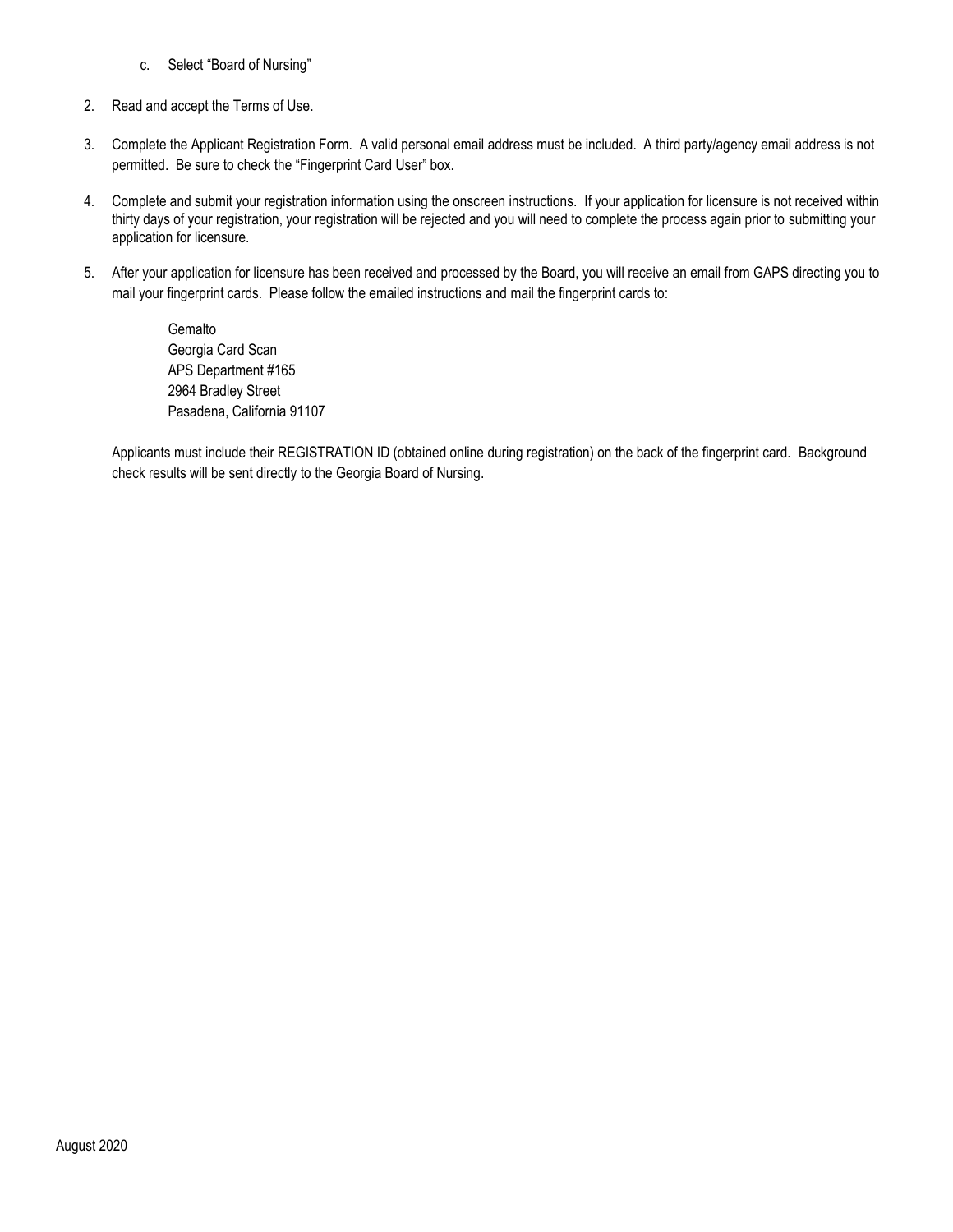c. Select "Board of Nursing"

2. Read and accept the Terms of Use.

3. Complete the Applicant Registration Form. A valid personal email address must be included. A third party/agency email address is not permitted. Be sure to check the "Fingerprint Card User" box.

4. Complete and submit your registration information using the onscreen instructions. If your application for licensure is not received within thirty days of your registration, your registration will be rejected and you will need to complete the process again prior to submitting your application for licensure.

5. After your application for licensure has been received and processed by the Board, you will receive an email from GAPS directing you to mail your fingerprint cards. Please follow the emailed instructions and mail the fingerprint cards to:

   Gemalto
   Georgia Card Scan
   APS Department #165
   2964 Bradley Street
   Pasadena, California 91107

   Applicants must include their REGISTRATION ID (obtained online during registration) on the back of the fingerprint card. Background check results will be sent directly to the Georgia Board of Nursing.

August 2020